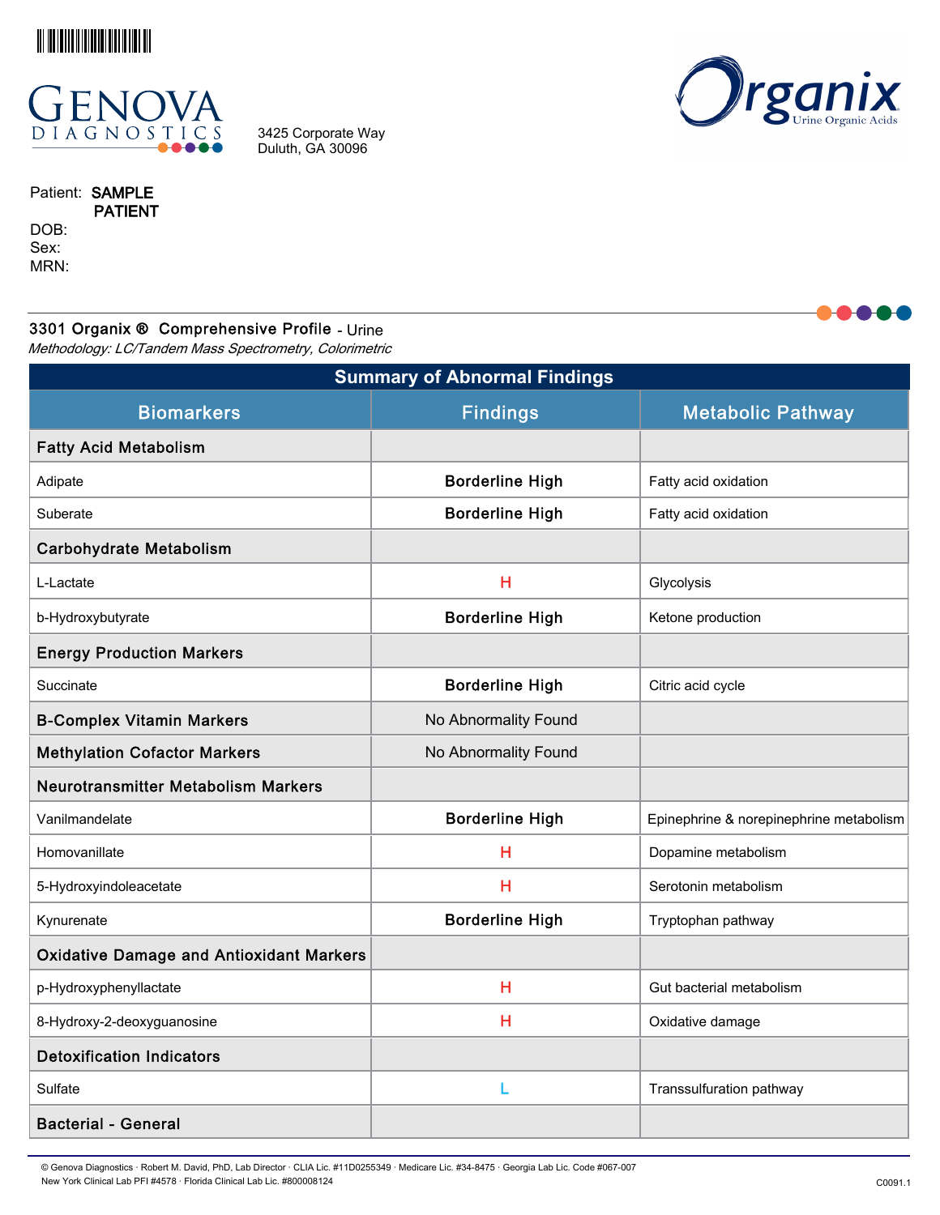GENOVA DIAGNOSTICS

3425 Corporate Way
Duluth, GA 30096

Organix Urine Organic Acids

Patient: SAMPLE PATIENT
DOB:
Sex:
MRN:

## 3301 Organix ® Comprehensive Profile - Urine

*Methodology: LC/Tandem Mass Spectrometry, Colorimetric*

| Summary of Abnormal Findings | | |
|---|---|---|
| **Biomarkers** | **Findings** | **Metabolic Pathway** |
| **Fatty Acid Metabolism** | | |
| Adipate | **Borderline High** | Fatty acid oxidation |
| Suberate | **Borderline High** | Fatty acid oxidation |
| **Carbohydrate Metabolism** | | |
| L-Lactate | H | Glycolysis |
| b-Hydroxybutyrate | **Borderline High** | Ketone production |
| **Energy Production Markers** | | |
| Succinate | **Borderline High** | Citric acid cycle |
| **B-Complex Vitamin Markers** | No Abnormality Found | |
| **Methylation Cofactor Markers** | No Abnormality Found | |
| **Neurotransmitter Metabolism Markers** | | |
| Vanilmandelate | **Borderline High** | Epinephrine & norepinephrine metabolism |
| Homovanillate | H | Dopamine metabolism |
| 5-Hydroxyindoleacetate | H | Serotonin metabolism |
| Kynurenate | **Borderline High** | Tryptophan pathway |
| **Oxidative Damage and Antioxidant Markers** | | |
| p-Hydroxyphenyllactate | H | Gut bacterial metabolism |
| 8-Hydroxy-2-deoxyguanosine | H | Oxidative damage |
| **Detoxification Indicators** | | |
| Sulfate | L | Transsulfuration pathway |
| **Bacterial - General** | | |

© Genova Diagnostics · Robert M. David, PhD, Lab Director · CLIA Lic. #11D0255349 · Medicare Lic. #34-8475 · Georgia Lab Lic. Code #067-007
New York Clinical Lab PFI #4578 · Florida Clinical Lab Lic. #800008124

C0091.1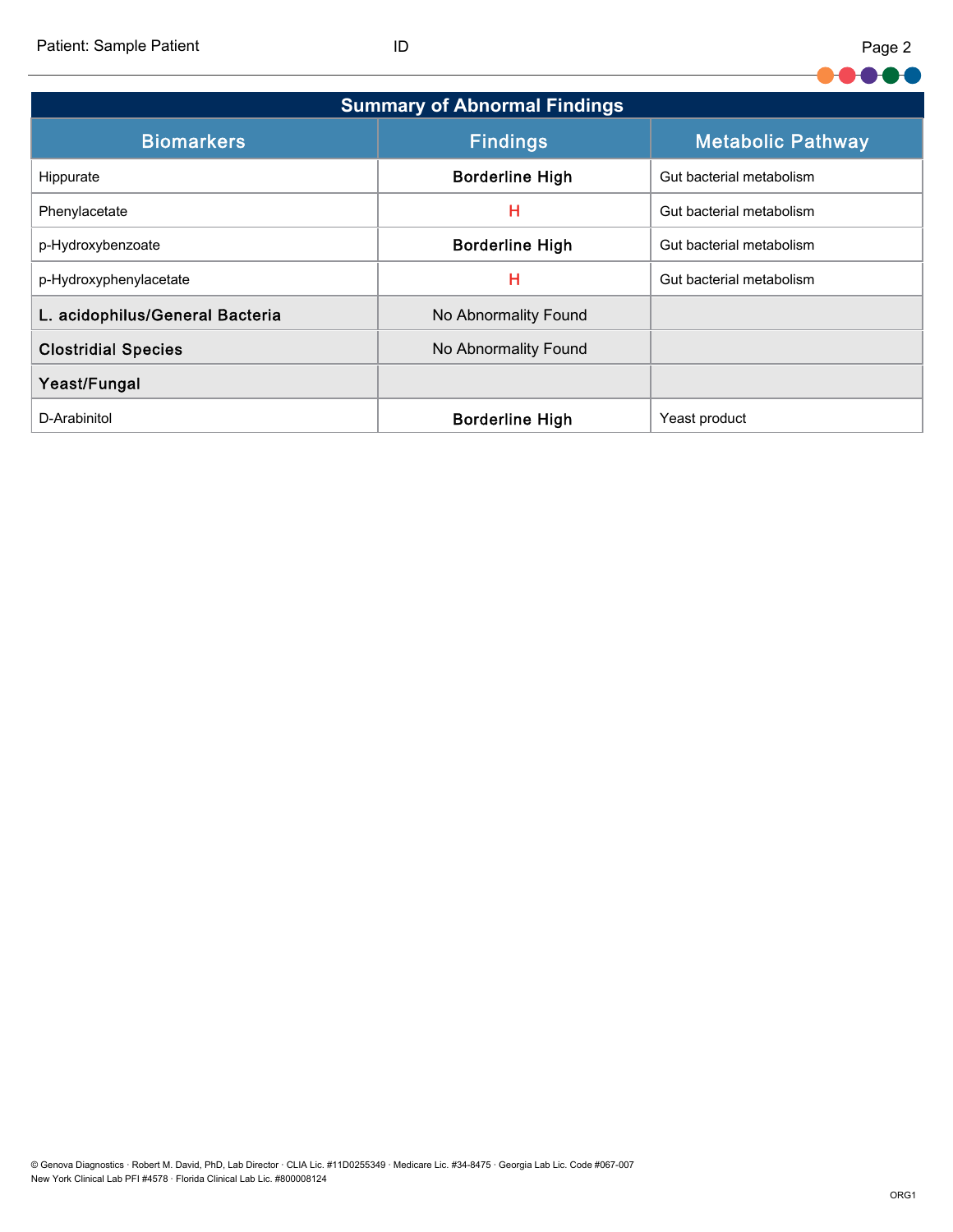## Summary of Abnormal Findings

| Biomarkers | Findings | Metabolic Pathway |
|---|---|---|
| Hippurate | **Borderline High** | Gut bacterial metabolism |
| Phenylacetate | H | Gut bacterial metabolism |
| p-Hydroxybenzoate | **Borderline High** | Gut bacterial metabolism |
| p-Hydroxyphenylacetate | H | Gut bacterial metabolism |
| **L. acidophilus/General Bacteria** | No Abnormality Found | |
| **Clostridial Species** | No Abnormality Found | |
| **Yeast/Fungal** | | |
| D-Arabinitol | **Borderline High** | Yeast product |

© Genova Diagnostics · Robert M. David, PhD, Lab Director · CLIA Lic. #11D0255349 · Medicare Lic. #34-8475 · Georgia Lab Lic. Code #067-007
New York Clinical Lab PFI #4578 · Florida Clinical Lab Lic. #800008124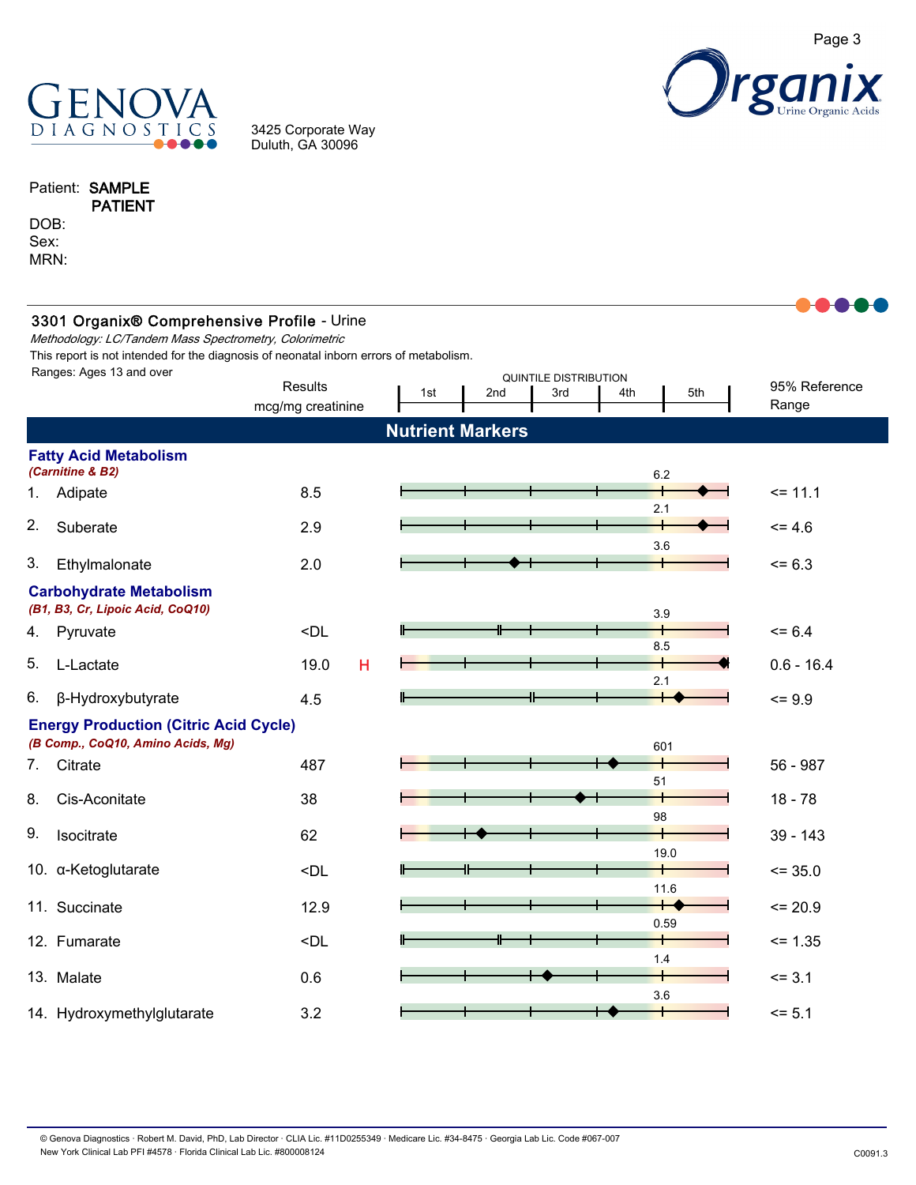Genova Diagnostics

3425 Corporate Way
Duluth, GA 30096

**Organix** Urine Organic Acids

Patient: **SAMPLE PATIENT**
DOB:
Sex:
MRN:

## 3301 Organix® Comprehensive Profile - Urine

*Methodology: LC/Tandem Mass Spectrometry, Colorimetric*

This report is not intended for the diagnosis of neonatal inborn errors of metabolism.

Ranges: Ages 13 and over

| | Results mcg/mg creatinine | | Quintile Distribution (5th quintile cutoff) | 95% Reference Range |
|---|---|---|---|---|
| **Nutrient Markers** | | | | |
| **Fatty Acid Metabolism** *(Carnitine & B2)* | | | | |
| 1. Adipate | 8.5 | | 6.2 | <= 11.1 |
| 2. Suberate | 2.9 | | 2.1 | <= 4.6 |
| 3. Ethylmalonate | 2.0 | | 3.6 | <= 6.3 |
| **Carbohydrate Metabolism** *(B1, B3, Cr, Lipoic Acid, CoQ10)* | | | | |
| 4. Pyruvate | <DL | | 3.9 | <= 6.4 |
| 5. L-Lactate | 19.0 | H | 8.5 | 0.6 - 16.4 |
| 6. β-Hydroxybutyrate | 4.5 | | 2.1 | <= 9.9 |
| **Energy Production (Citric Acid Cycle)** *(B Comp., CoQ10, Amino Acids, Mg)* | | | | |
| 7. Citrate | 487 | | 601 | 56 - 987 |
| 8. Cis-Aconitate | 38 | | 51 | 18 - 78 |
| 9. Isocitrate | 62 | | 98 | 39 - 143 |
| 10. α-Ketoglutarate | <DL | | 19.0 | <= 35.0 |
| 11. Succinate | 12.9 | | 11.6 | <= 20.9 |
| 12. Fumarate | <DL | | 0.59 | <= 1.35 |
| 13. Malate | 0.6 | | 1.4 | <= 3.1 |
| 14. Hydroxymethylglutarate | 3.2 | | 3.6 | <= 5.1 |

© Genova Diagnostics · Robert M. David, PhD, Lab Director · CLIA Lic. #11D0255349 · Medicare Lic. #34-8475 · Georgia Lab Lic. Code #067-007
New York Clinical Lab PFI #4578 · Florida Clinical Lab Lic. #800008124

C0091.3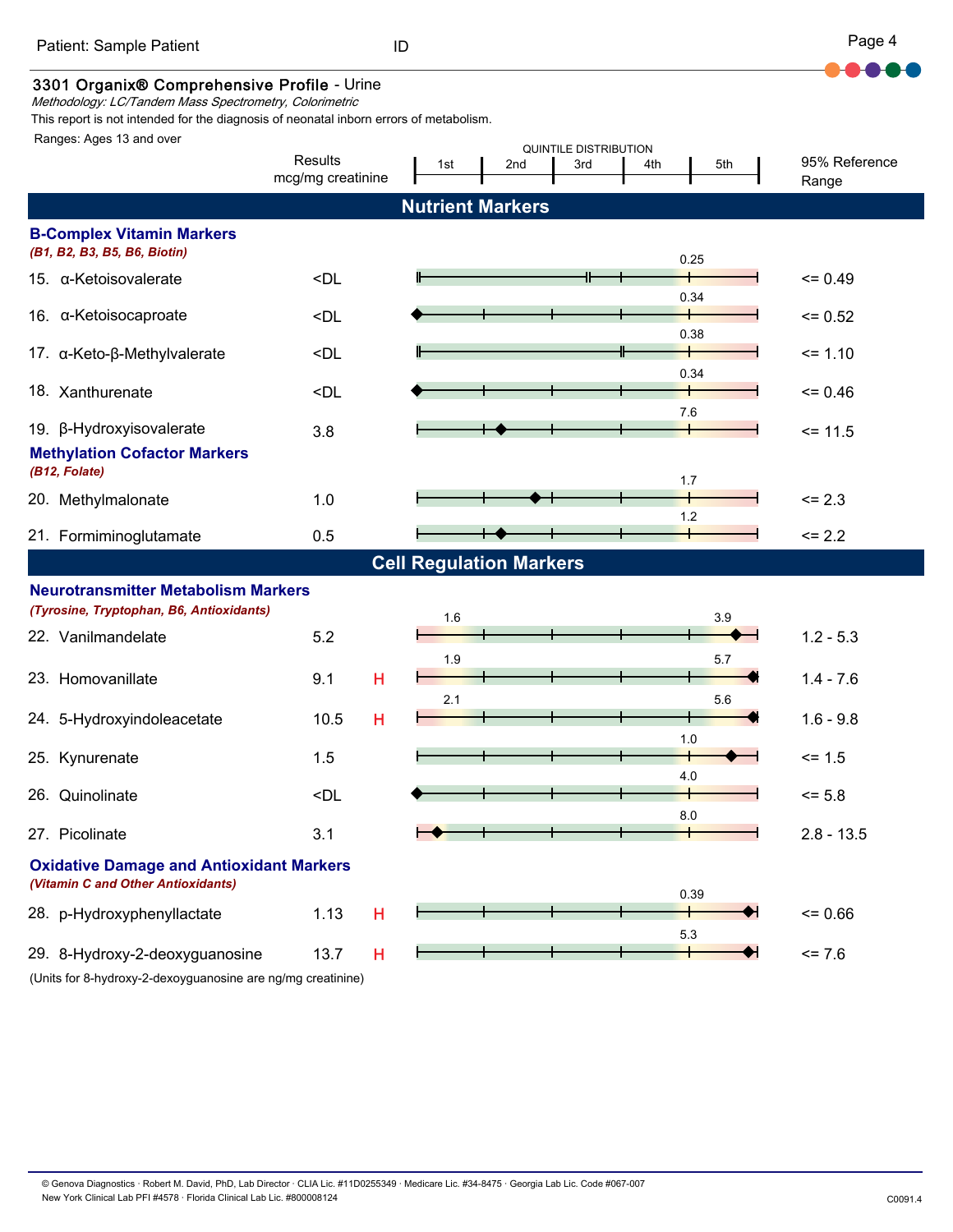Patient: Sample Patient ID

## 3301 Organix® Comprehensive Profile - Urine

*Methodology: LC/Tandem Mass Spectrometry, Colorimetric*

This report is not intended for the diagnosis of neonatal inborn errors of metabolism.

Ranges: Ages 13 and over

| | Results mcg/mg creatinine | | Quintile Distribution (1st, 2nd, 3rd, 4th, 5th) | 95% Reference Range |
|---|---|---|---|---|
| **Nutrient Markers** | | | | |
| **B-Complex Vitamin Markers** *(B1, B2, B3, B5, B6, Biotin)* | | | | |
| 15. α-Ketoisovalerate | <DL | | 0.25 | <= 0.49 |
| 16. α-Ketoisocaproate | <DL | | 0.34 | <= 0.52 |
| 17. α-Keto-β-Methylvalerate | <DL | | 0.38 | <= 1.10 |
| 18. Xanthurenate | <DL | | 0.34 | <= 0.46 |
| 19. β-Hydroxyisovalerate | 3.8 | | 7.6 | <= 11.5 |
| **Methylation Cofactor Markers** *(B12, Folate)* | | | | |
| 20. Methylmalonate | 1.0 | | 1.7 | <= 2.3 |
| 21. Formiminoglutamate | 0.5 | | 1.2 | <= 2.2 |
| **Cell Regulation Markers** | | | | |
| **Neurotransmitter Metabolism Markers** *(Tyrosine, Tryptophan, B6, Antioxidants)* | | | | |
| 22. Vanilmandelate | 5.2 | | 1.6 / 3.9 | 1.2 - 5.3 |
| 23. Homovanillate | 9.1 | H | 1.9 / 5.7 | 1.4 - 7.6 |
| 24. 5-Hydroxyindoleacetate | 10.5 | H | 2.1 / 5.6 | 1.6 - 9.8 |
| 25. Kynurenate | 1.5 | | 1.0 | <= 1.5 |
| 26. Quinolinate | <DL | | 4.0 | <= 5.8 |
| 27. Picolinate | 3.1 | | 8.0 | 2.8 - 13.5 |
| **Oxidative Damage and Antioxidant Markers** *(Vitamin C and Other Antioxidants)* | | | | |
| 28. p-Hydroxyphenyllactate | 1.13 | H | 0.39 | <= 0.66 |
| 29. 8-Hydroxy-2-deoxyguanosine | 13.7 | H | 5.3 | <= 7.6 |

(Units for 8-hydroxy-2-dexoyguanosine are ng/mg creatinine)

© Genova Diagnostics · Robert M. David, PhD, Lab Director · CLIA Lic. #11D0255349 · Medicare Lic. #34-8475 · Georgia Lab Lic. Code #067-007
New York Clinical Lab PFI #4578 · Florida Clinical Lab Lic. #800008124

C0091.4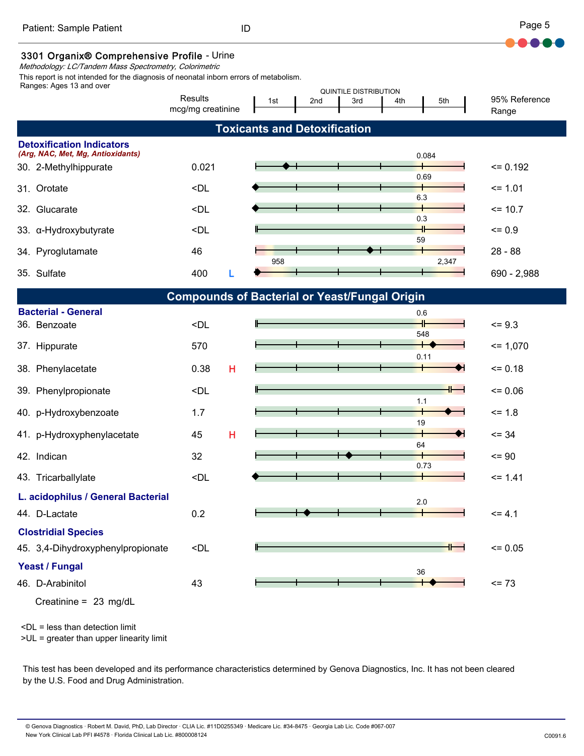Patient: Sample Patient

## 3301 Organix® Comprehensive Profile - Urine

*Methodology: LC/Tandem Mass Spectrometry, Colorimetric*

This report is not intended for the diagnosis of neonatal inborn errors of metabolism.

Ranges: Ages 13 and over

| | Results mcg/mg creatinine | | Quintile Distribution (1st / 2nd / 3rd / 4th / 5th) | 95% Reference Range |
|---|---|---|---|---|
| **Toxicants and Detoxification** | | | | |
| **Detoxification Indicators** *(Arg, NAC, Met, Mg, Antioxidants)* | | | | |
| 30. 2-Methylhippurate | 0.021 | | 0.084 | <= 0.192 |
| 31. Orotate | <DL | | 0.69 | <= 1.01 |
| 32. Glucarate | <DL | | 6.3 | <= 10.7 |
| 33. α-Hydroxybutyrate | <DL | | 0.3 | <= 0.9 |
| 34. Pyroglutamate | 46 | | 59 | 28 - 88 |
| 35. Sulfate | 400 | L | 958 / 2,347 | 690 - 2,988 |
| **Compounds of Bacterial or Yeast/Fungal Origin** | | | | |
| **Bacterial - General** | | | | |
| 36. Benzoate | <DL | | 0.6 | <= 9.3 |
| 37. Hippurate | 570 | | 548 | <= 1,070 |
| 38. Phenylacetate | 0.38 | H | 0.11 | <= 0.18 |
| 39. Phenylpropionate | <DL | | | <= 0.06 |
| 40. p-Hydroxybenzoate | 1.7 | | 1.1 | <= 1.8 |
| 41. p-Hydroxyphenylacetate | 45 | H | 19 | <= 34 |
| 42. Indican | 32 | | 64 | <= 90 |
| 43. Tricarballylate | <DL | | 0.73 | <= 1.41 |
| **L. acidophilus / General Bacterial** | | | | |
| 44. D-Lactate | 0.2 | | 2.0 | <= 4.1 |
| **Clostridial Species** | | | | |
| 45. 3,4-Dihydroxyphenylpropionate | <DL | | | <= 0.05 |
| **Yeast / Fungal** | | | | |
| 46. D-Arabinitol | 43 | | 36 | <= 73 |

Creatinine = 23 mg/dL

<DL = less than detection limit

>UL = greater than upper linearity limit

This test has been developed and its performance characteristics determined by Genova Diagnostics, Inc. It has not been cleared by the U.S. Food and Drug Administration.

© Genova Diagnostics · Robert M. David, PhD, Lab Director · CLIA Lic. #11D0255349 · Medicare Lic. #34-8475 · Georgia Lab Lic. Code #067-007
New York Clinical Lab PFI #4578 · Florida Clinical Lab Lic. #800008124

C0091.6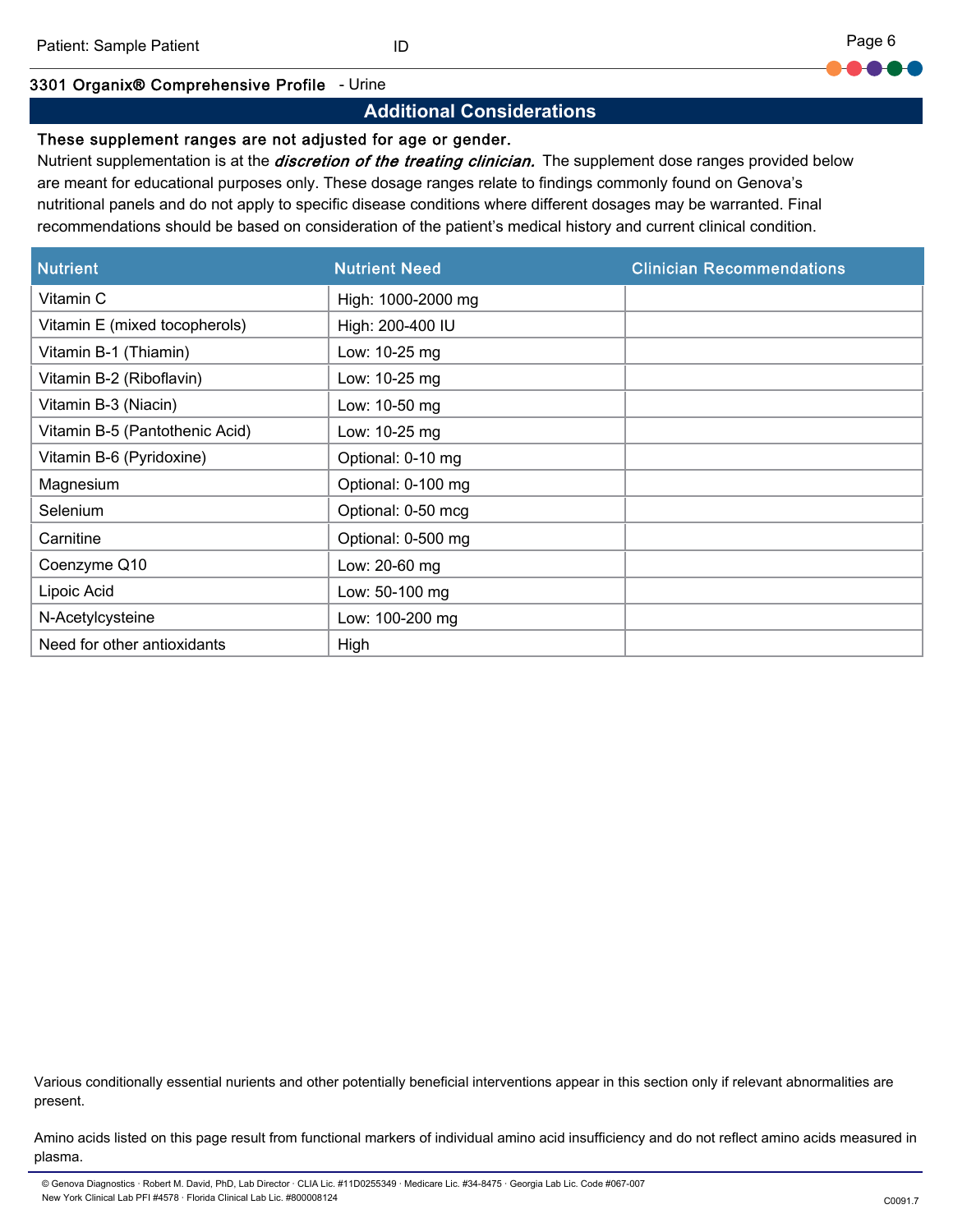## 3301 Organix® Comprehensive Profile - Urine

## Additional Considerations

**These supplement ranges are not adjusted for age or gender.**

Nutrient supplementation is at the ***discretion of the treating clinician.*** The supplement dose ranges provided below are meant for educational purposes only. These dosage ranges relate to findings commonly found on Genova's nutritional panels and do not apply to specific disease conditions where different dosages may be warranted. Final recommendations should be based on consideration of the patient's medical history and current clinical condition.

| Nutrient | Nutrient Need | Clinician Recommendations |
|---|---|---|
| Vitamin C | High: 1000-2000 mg | |
| Vitamin E (mixed tocopherols) | High: 200-400 IU | |
| Vitamin B-1 (Thiamin) | Low: 10-25 mg | |
| Vitamin B-2 (Riboflavin) | Low: 10-25 mg | |
| Vitamin B-3 (Niacin) | Low: 10-50 mg | |
| Vitamin B-5 (Pantothenic Acid) | Low: 10-25 mg | |
| Vitamin B-6 (Pyridoxine) | Optional: 0-10 mg | |
| Magnesium | Optional: 0-100 mg | |
| Selenium | Optional: 0-50 mcg | |
| Carnitine | Optional: 0-500 mg | |
| Coenzyme Q10 | Low: 20-60 mg | |
| Lipoic Acid | Low: 50-100 mg | |
| N-Acetylcysteine | Low: 100-200 mg | |
| Need for other antioxidants | High | |

Various conditionally essential nurients and other potentially beneficial interventions appear in this section only if relevant abnormalities are present.

Amino acids listed on this page result from functional markers of individual amino acid insufficiency and do not reflect amino acids measured in plasma.